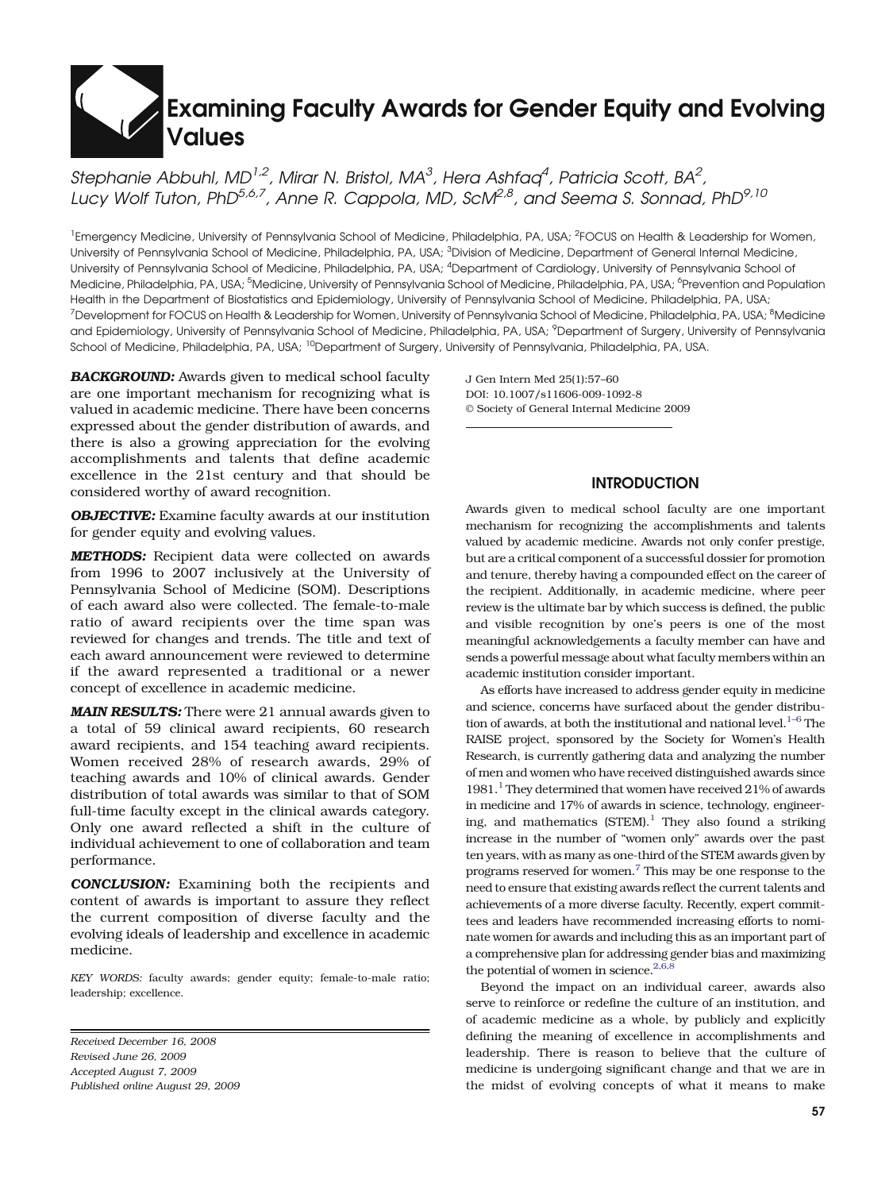# Examining Faculty Awards for Gender Equity and Evolving Values

*Stephanie Abbuhl, MD[1,2], Mirar N. Bristol, MA[3], Hera Ashfaq[4], Patricia Scott, BA[2], Lucy Wolf Tuton, PhD[5,6,7], Anne R. Cappola, MD, ScM[2,8], and Seema S. Sonnad, PhD[9,10]*

[1]Emergency Medicine, University of Pennsylvania School of Medicine, Philadelphia, PA, USA; [2]FOCUS on Health & Leadership for Women, University of Pennsylvania School of Medicine, Philadelphia, PA, USA; [3]Division of Medicine, Department of General Internal Medicine, University of Pennsylvania School of Medicine, Philadelphia, PA, USA; [4]Department of Cardiology, University of Pennsylvania School of Medicine, Philadelphia, PA, USA; [5]Medicine, University of Pennsylvania School of Medicine, Philadelphia, PA, USA; [6]Prevention and Population Health in the Department of Biostatistics and Epidemiology, University of Pennsylvania School of Medicine, Philadelphia, PA, USA; [7]Development for FOCUS on Health & Leadership for Women, University of Pennsylvania School of Medicine, Philadelphia, PA, USA; [8]Medicine and Epidemiology, University of Pennsylvania School of Medicine, Philadelphia, PA, USA; [9]Department of Surgery, University of Pennsylvania School of Medicine, Philadelphia, PA, USA; [10]Department of Surgery, University of Pennsylvania, Philadelphia, PA, USA.

***BACKGROUND:*** Awards given to medical school faculty are one important mechanism for recognizing what is valued in academic medicine. There have been concerns expressed about the gender distribution of awards, and there is also a growing appreciation for the evolving accomplishments and talents that define academic excellence in the 21st century and that should be considered worthy of award recognition.

***OBJECTIVE:*** Examine faculty awards at our institution for gender equity and evolving values.

***METHODS:*** Recipient data were collected on awards from 1996 to 2007 inclusively at the University of Pennsylvania School of Medicine (SOM). Descriptions of each award also were collected. The female-to-male ratio of award recipients over the time span was reviewed for changes and trends. The title and text of each award announcement were reviewed to determine if the award represented a traditional or a newer concept of excellence in academic medicine.

***MAIN RESULTS:*** There were 21 annual awards given to a total of 59 clinical award recipients, 60 research award recipients, and 154 teaching award recipients. Women received 28% of research awards, 29% of teaching awards and 10% of clinical awards. Gender distribution of total awards was similar to that of SOM full-time faculty except in the clinical awards category. Only one award reflected a shift in the culture of individual achievement to one of collaboration and team performance.

***CONCLUSION:*** Examining both the recipients and content of awards is important to assure they reflect the current composition of diverse faculty and the evolving ideals of leadership and excellence in academic medicine.

*KEY WORDS:* faculty awards; gender equity; female-to-male ratio; leadership; excellence.

*Received December 16, 2008*
*Revised June 26, 2009*
*Accepted August 7, 2009*
*Published online August 29, 2009*

J Gen Intern Med 25(1):57–60
DOI: 10.1007/s11606-009-1092-8
© Society of General Internal Medicine 2009

## INTRODUCTION

Awards given to medical school faculty are one important mechanism for recognizing the accomplishments and talents valued by academic medicine. Awards not only confer prestige, but are a critical component of a successful dossier for promotion and tenure, thereby having a compounded effect on the career of the recipient. Additionally, in academic medicine, where peer review is the ultimate bar by which success is defined, the public and visible recognition by one's peers is one of the most meaningful acknowledgements a faculty member can have and sends a powerful message about what faculty members within an academic institution consider important.

As efforts have increased to address gender equity in medicine and science, concerns have surfaced about the gender distribution of awards, at both the institutional and national level.[1–6] The RAISE project, sponsored by the Society for Women's Health Research, is currently gathering data and analyzing the number of men and women who have received distinguished awards since 1981.[1] They determined that women have received 21% of awards in medicine and 17% of awards in science, technology, engineering, and mathematics (STEM).[1] They also found a striking increase in the number of "women only" awards over the past ten years, with as many as one-third of the STEM awards given by programs reserved for women.[7] This may be one response to the need to ensure that existing awards reflect the current talents and achievements of a more diverse faculty. Recently, expert committees and leaders have recommended increasing efforts to nominate women for awards and including this as an important part of a comprehensive plan for addressing gender bias and maximizing the potential of women in science.[2,6,8]

Beyond the impact on an individual career, awards also serve to reinforce or redefine the culture of an institution, and of academic medicine as a whole, by publicly and explicitly defining the meaning of excellence in accomplishments and leadership. There is reason to believe that the culture of medicine is undergoing significant change and that we are in the midst of evolving concepts of what it means to make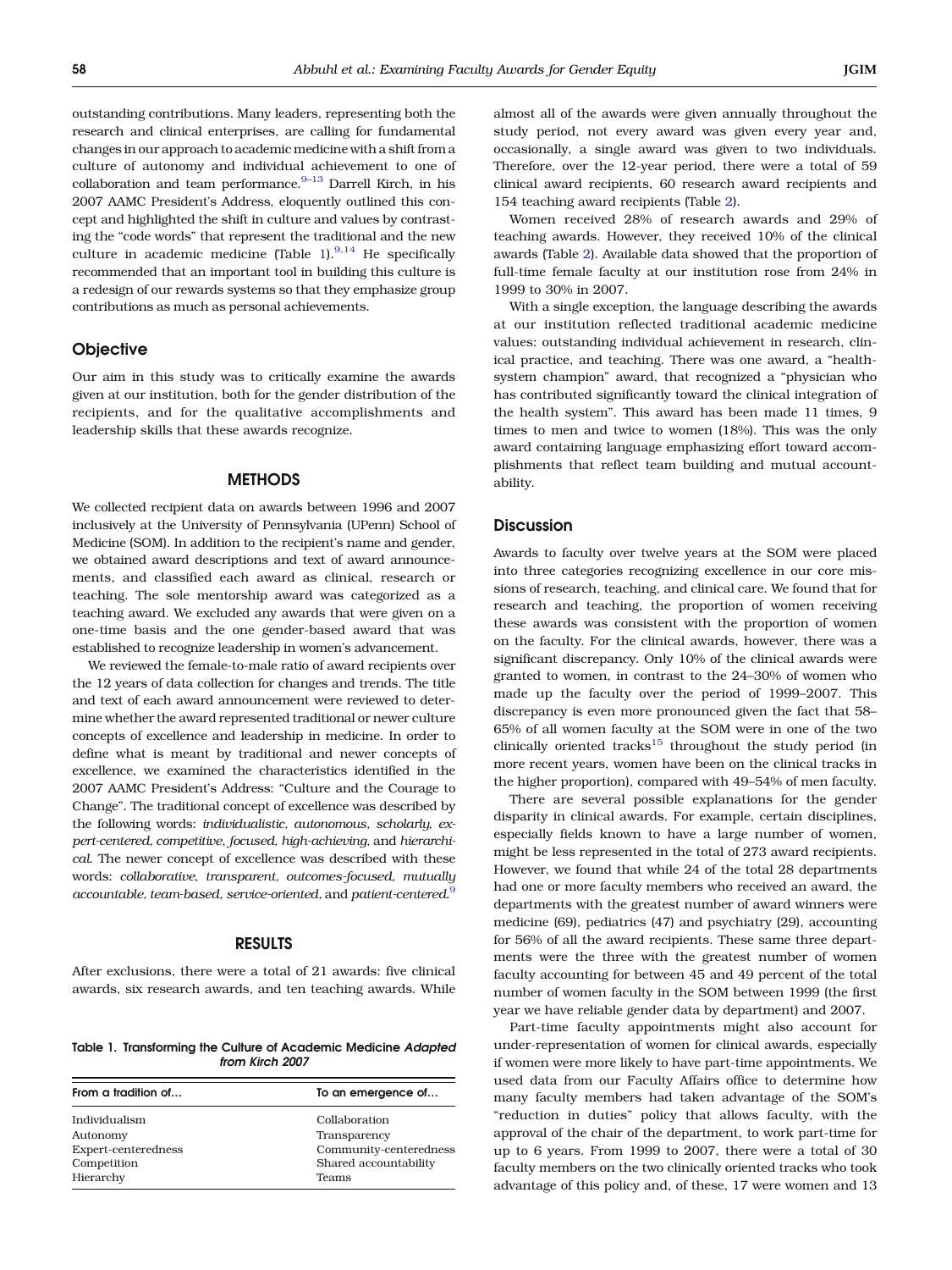outstanding contributions. Many leaders, representing both the research and clinical enterprises, are calling for fundamental changes in our approach to academic medicine with a shift from a culture of autonomy and individual achievement to one of collaboration and team performance.[9–13] Darrell Kirch, in his 2007 AAMC President's Address, eloquently outlined this concept and highlighted the shift in culture and values by contrasting the "code words" that represent the traditional and the new culture in academic medicine (Table 1).[9,14] He specifically recommended that an important tool in building this culture is a redesign of our rewards systems so that they emphasize group contributions as much as personal achievements.

## Objective

Our aim in this study was to critically examine the awards given at our institution, both for the gender distribution of the recipients, and for the qualitative accomplishments and leadership skills that these awards recognize.

## METHODS

We collected recipient data on awards between 1996 and 2007 inclusively at the University of Pennsylvania (UPenn) School of Medicine (SOM). In addition to the recipient's name and gender, we obtained award descriptions and text of award announcements, and classified each award as clinical, research or teaching. The sole mentorship award was categorized as a teaching award. We excluded any awards that were given on a one-time basis and the one gender-based award that was established to recognize leadership in women's advancement.

We reviewed the female-to-male ratio of award recipients over the 12 years of data collection for changes and trends. The title and text of each award announcement were reviewed to determine whether the award represented traditional or newer culture concepts of excellence and leadership in medicine. In order to define what is meant by traditional and newer concepts of excellence, we examined the characteristics identified in the 2007 AAMC President's Address: "Culture and the Courage to Change". The traditional concept of excellence was described by the following words: *individualistic, autonomous, scholarly, expert-centered, competitive, focused, high-achieving,* and *hierarchical.* The newer concept of excellence was described with these words: *collaborative, transparent, outcomes-focused, mutually accountable, team-based, service-oriented,* and *patient-centered.*[9]

## RESULTS

After exclusions, there were a total of 21 awards: five clinical awards, six research awards, and ten teaching awards. While almost all of the awards were given annually throughout the study period, not every award was given every year and, occasionally, a single award was given to two individuals. Therefore, over the 12-year period, there were a total of 59 clinical award recipients, 60 research award recipients and 154 teaching award recipients (Table 2).

Women received 28% of research awards and 29% of teaching awards. However, they received 10% of the clinical awards (Table 2). Available data showed that the proportion of full-time female faculty at our institution rose from 24% in 1999 to 30% in 2007.

With a single exception, the language describing the awards at our institution reflected traditional academic medicine values: outstanding individual achievement in research, clinical practice, and teaching. There was one award, a "health-system champion" award, that recognized a "physician who has contributed significantly toward the clinical integration of the health system". This award has been made 11 times, 9 times to men and twice to women (18%). This was the only award containing language emphasizing effort toward accomplishments that reflect team building and mutual accountability.

**Table 1. Transforming the Culture of Academic Medicine** ***Adapted from Kirch 2007***

| From a tradition of... | To an emergence of... |
|---|---|
| Individualism | Collaboration |
| Autonomy | Transparency |
| Expert-centeredness | Community-centeredness |
| Competition | Shared accountability |
| Hierarchy | Teams |

## Discussion

Awards to faculty over twelve years at the SOM were placed into three categories recognizing excellence in our core missions of research, teaching, and clinical care. We found that for research and teaching, the proportion of women receiving these awards was consistent with the proportion of women on the faculty. For the clinical awards, however, there was a significant discrepancy. Only 10% of the clinical awards were granted to women, in contrast to the 24–30% of women who made up the faculty over the period of 1999–2007. This discrepancy is even more pronounced given the fact that 58–65% of all women faculty at the SOM were in one of the two clinically oriented tracks[15] throughout the study period (in more recent years, women have been on the clinical tracks in the higher proportion), compared with 49–54% of men faculty.

There are several possible explanations for the gender disparity in clinical awards. For example, certain disciplines, especially fields known to have a large number of women, might be less represented in the total of 273 award recipients. However, we found that while 24 of the total 28 departments had one or more faculty members who received an award, the departments with the greatest number of award winners were medicine (69), pediatrics (47) and psychiatry (29), accounting for 56% of all the award recipients. These same three departments were the three with the greatest number of women faculty accounting for between 45 and 49 percent of the total number of women faculty in the SOM between 1999 (the first year we have reliable gender data by department) and 2007.

Part-time faculty appointments might also account for under-representation of women for clinical awards, especially if women were more likely to have part-time appointments. We used data from our Faculty Affairs office to determine how many faculty members had taken advantage of the SOM's "reduction in duties" policy that allows faculty, with the approval of the chair of the department, to work part-time for up to 6 years. From 1999 to 2007, there were a total of 30 faculty members on the two clinically oriented tracks who took advantage of this policy and, of these, 17 were women and 13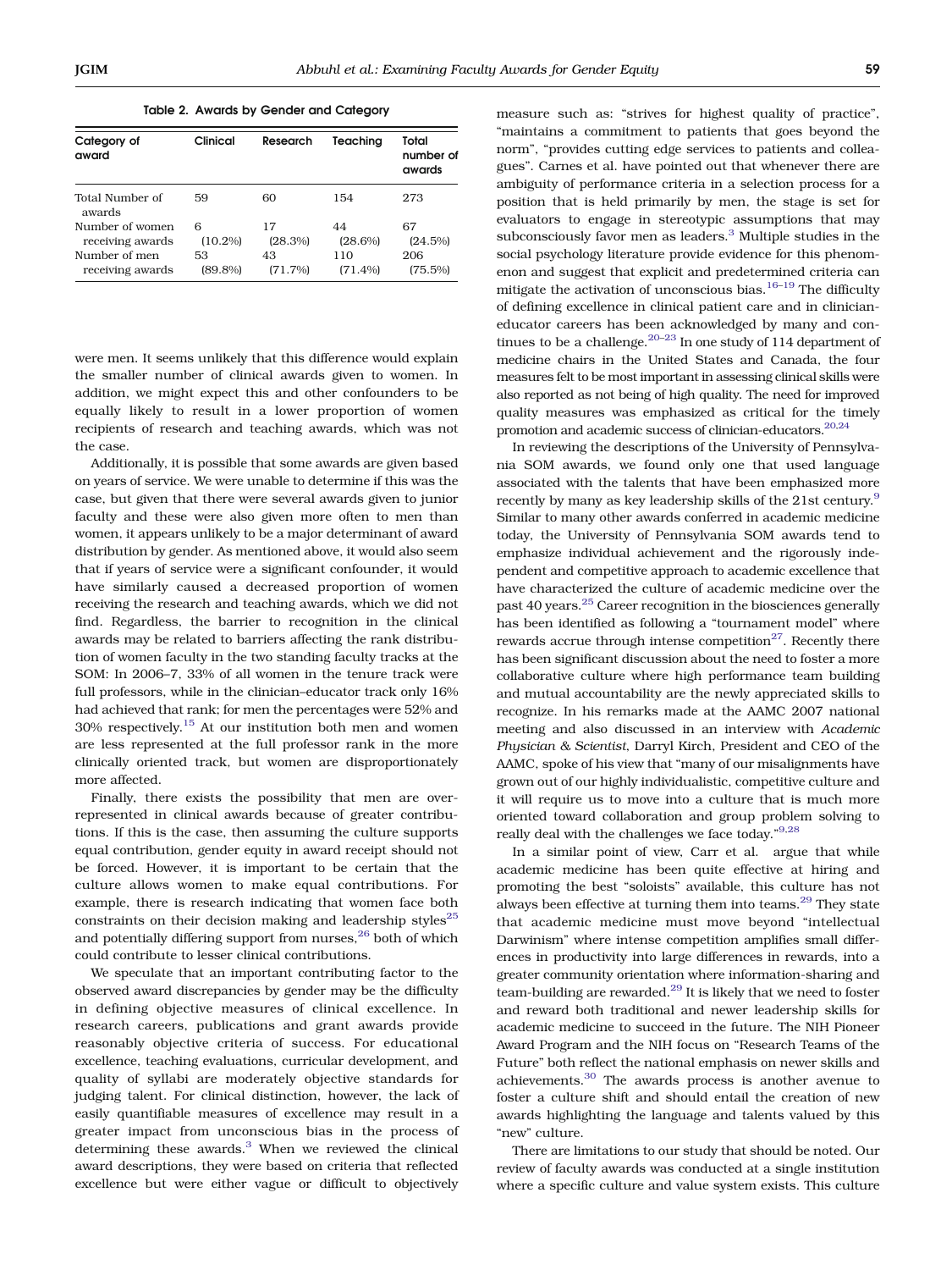**Table 2. Awards by Gender and Category**

| Category of award | Clinical | Research | Teaching | Total number of awards |
|---|---|---|---|---|
| Total Number of awards | 59 | 60 | 154 | 273 |
| Number of women receiving awards | 6 (10.2%) | 17 (28.3%) | 44 (28.6%) | 67 (24.5%) |
| Number of men receiving awards | 53 (89.8%) | 43 (71.7%) | 110 (71.4%) | 206 (75.5%) |

were men. It seems unlikely that this difference would explain the smaller number of clinical awards given to women. In addition, we might expect this and other confounders to be equally likely to result in a lower proportion of women recipients of research and teaching awards, which was not the case.

Additionally, it is possible that some awards are given based on years of service. We were unable to determine if this was the case, but given that there were several awards given to junior faculty and these were also given more often to men than women, it appears unlikely to be a major determinant of award distribution by gender. As mentioned above, it would also seem that if years of service were a significant confounder, it would have similarly caused a decreased proportion of women receiving the research and teaching awards, which we did not find. Regardless, the barrier to recognition in the clinical awards may be related to barriers affecting the rank distribution of women faculty in the two standing faculty tracks at the SOM: In 2006–7, 33% of all women in the tenure track were full professors, while in the clinician–educator track only 16% had achieved that rank; for men the percentages were 52% and 30% respectively.[15] At our institution both men and women are less represented at the full professor rank in the more clinically oriented track, but women are disproportionately more affected.

Finally, there exists the possibility that men are overrepresented in clinical awards because of greater contributions. If this is the case, then assuming the culture supports equal contribution, gender equity in award receipt should not be forced. However, it is important to be certain that the culture allows women to make equal contributions. For example, there is research indicating that women face both constraints on their decision making and leadership styles[25] and potentially differing support from nurses,[26] both of which could contribute to lesser clinical contributions.

We speculate that an important contributing factor to the observed award discrepancies by gender may be the difficulty in defining objective measures of clinical excellence. In research careers, publications and grant awards provide reasonably objective criteria of success. For educational excellence, teaching evaluations, curricular development, and quality of syllabi are moderately objective standards for judging talent. For clinical distinction, however, the lack of easily quantifiable measures of excellence may result in a greater impact from unconscious bias in the process of determining these awards.[3] When we reviewed the clinical award descriptions, they were based on criteria that reflected excellence but were either vague or difficult to objectively measure such as: "strives for highest quality of practice", "maintains a commitment to patients that goes beyond the norm", "provides cutting edge services to patients and colleagues". Carnes et al. have pointed out that whenever there are ambiguity of performance criteria in a selection process for a position that is held primarily by men, the stage is set for evaluators to engage in stereotypic assumptions that may subconsciously favor men as leaders.[3] Multiple studies in the social psychology literature provide evidence for this phenomenon and suggest that explicit and predetermined criteria can mitigate the activation of unconscious bias.[16–19] The difficulty of defining excellence in clinical patient care and in clinician-educator careers has been acknowledged by many and continues to be a challenge.[20–23] In one study of 114 department of medicine chairs in the United States and Canada, the four measures felt to be most important in assessing clinical skills were also reported as not being of high quality. The need for improved quality measures was emphasized as critical for the timely promotion and academic success of clinician-educators.[20,24]

In reviewing the descriptions of the University of Pennsylvania SOM awards, we found only one that used language associated with the talents that have been emphasized more recently by many as key leadership skills of the 21st century.[9] Similar to many other awards conferred in academic medicine today, the University of Pennsylvania SOM awards tend to emphasize individual achievement and the rigorously independent and competitive approach to academic excellence that have characterized the culture of academic medicine over the past 40 years.[25] Career recognition in the biosciences generally has been identified as following a "tournament model" where rewards accrue through intense competition[27]. Recently there has been significant discussion about the need to foster a more collaborative culture where high performance team building and mutual accountability are the newly appreciated skills to recognize. In his remarks made at the AAMC 2007 national meeting and also discussed in an interview with *Academic Physician & Scientist*, Darryl Kirch, President and CEO of the AAMC, spoke of his view that "many of our misalignments have grown out of our highly individualistic, competitive culture and it will require us to move into a culture that is much more oriented toward collaboration and group problem solving to really deal with the challenges we face today."[9,28]

In a similar point of view, Carr et al. argue that while academic medicine has been quite effective at hiring and promoting the best "soloists" available, this culture has not always been effective at turning them into teams.[29] They state that academic medicine must move beyond "intellectual Darwinism" where intense competition amplifies small differences in productivity into large differences in rewards, into a greater community orientation where information-sharing and team-building are rewarded.[29] It is likely that we need to foster and reward both traditional and newer leadership skills for academic medicine to succeed in the future. The NIH Pioneer Award Program and the NIH focus on "Research Teams of the Future" both reflect the national emphasis on newer skills and achievements.[30] The awards process is another avenue to foster a culture shift and should entail the creation of new awards highlighting the language and talents valued by this "new" culture.

There are limitations to our study that should be noted. Our review of faculty awards was conducted at a single institution where a specific culture and value system exists. This culture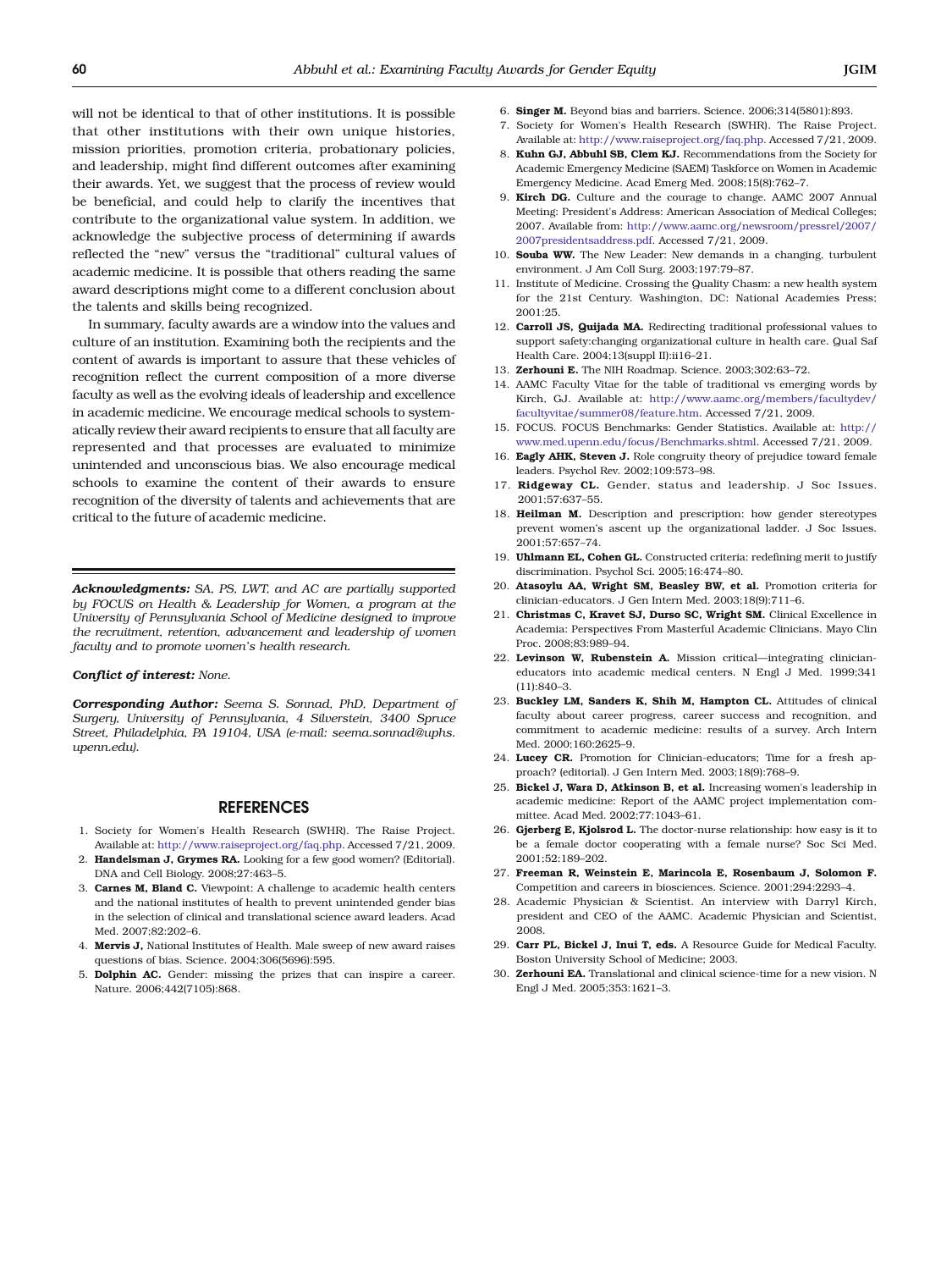will not be identical to that of other institutions. It is possible that other institutions with their own unique histories, mission priorities, promotion criteria, probationary policies, and leadership, might find different outcomes after examining their awards. Yet, we suggest that the process of review would be beneficial, and could help to clarify the incentives that contribute to the organizational value system. In addition, we acknowledge the subjective process of determining if awards reflected the "new" versus the "traditional" cultural values of academic medicine. It is possible that others reading the same award descriptions might come to a different conclusion about the talents and skills being recognized.

In summary, faculty awards are a window into the values and culture of an institution. Examining both the recipients and the content of awards is important to assure that these vehicles of recognition reflect the current composition of a more diverse faculty as well as the evolving ideals of leadership and excellence in academic medicine. We encourage medical schools to systematically review their award recipients to ensure that all faculty are represented and that processes are evaluated to minimize unintended and unconscious bias. We also encourage medical schools to examine the content of their awards to ensure recognition of the diversity of talents and achievements that are critical to the future of academic medicine.

***Acknowledgments:*** *SA, PS, LWT, and AC are partially supported by FOCUS on Health & Leadership for Women, a program at the University of Pennsylvania School of Medicine designed to improve the recruitment, retention, advancement and leadership of women faculty and to promote women's health research.*

***Conflict of interest:*** *None.*

***Corresponding Author:*** *Seema S. Sonnad, PhD, Department of Surgery, University of Pennsylvania, 4 Silverstein, 3400 Spruce Street, Philadelphia, PA 19104, USA (e-mail: seema.sonnad@uphs.upenn.edu).*

## REFERENCES

1. Society for Women's Health Research (SWHR). The Raise Project. Available at: http://www.raiseproject.org/faq.php. Accessed 7/21, 2009.
2. **Handelsman J, Grymes RA.** Looking for a few good women? (Editorial). DNA and Cell Biology. 2008;27:463–5.
3. **Carnes M, Bland C.** Viewpoint: A challenge to academic health centers and the national institutes of health to prevent unintended gender bias in the selection of clinical and translational science award leaders. Acad Med. 2007;82:202–6.
4. **Mervis J,** National Institutes of Health. Male sweep of new award raises questions of bias. Science. 2004;306(5696):595.
5. **Dolphin AC.** Gender: missing the prizes that can inspire a career. Nature. 2006;442(7105):868.
6. **Singer M.** Beyond bias and barriers. Science. 2006;314(5801):893.
7. Society for Women's Health Research (SWHR). The Raise Project. Available at: http://www.raiseproject.org/faq.php. Accessed 7/21, 2009.
8. **Kuhn GJ, Abbuhl SB, Clem KJ.** Recommendations from the Society for Academic Emergency Medicine (SAEM) Taskforce on Women in Academic Emergency Medicine. Acad Emerg Med. 2008;15(8):762–7.
9. **Kirch DG.** Culture and the courage to change. AAMC 2007 Annual Meeting: President's Address: American Association of Medical Colleges; 2007. Available from: http://www.aamc.org/newsroom/pressrel/2007/2007presidentsaddress.pdf. Accessed 7/21, 2009.
10. **Souba WW.** The New Leader: New demands in a changing, turbulent environment. J Am Coll Surg. 2003;197:79–87.
11. Institute of Medicine. Crossing the Quality Chasm: a new health system for the 21st Century. Washington, DC: National Academies Press; 2001:25.
12. **Carroll JS, Quijada MA.** Redirecting traditional professional values to support safety:changing organizational culture in health care. Qual Saf Health Care. 2004;13(suppl II):ii16–21.
13. **Zerhouni E.** The NIH Roadmap. Science. 2003;302:63–72.
14. AAMC Faculty Vitae for the table of traditional vs emerging words by Kirch, GJ. Available at: http://www.aamc.org/members/facultydev/facultyvitae/summer08/feature.htm. Accessed 7/21, 2009.
15. FOCUS. FOCUS Benchmarks: Gender Statistics. Available at: http://www.med.upenn.edu/focus/Benchmarks.shtml. Accessed 7/21, 2009.
16. **Eagly AHK, Steven J.** Role congruity theory of prejudice toward female leaders. Psychol Rev. 2002;109:573–98.
17. **Ridgeway CL.** Gender, status and leadership. J Soc Issues. 2001;57:637–55.
18. **Heilman M.** Description and prescription: how gender stereotypes prevent women's ascent up the organizational ladder. J Soc Issues. 2001;57:657–74.
19. **Uhlmann EL, Cohen GL.** Constructed criteria: redefining merit to justify discrimination. Psychol Sci. 2005;16:474–80.
20. **Atasoylu AA, Wright SM, Beasley BW, et al.** Promotion criteria for clinician-educators. J Gen Intern Med. 2003;18(9):711–6.
21. **Christmas C, Kravet SJ, Durso SC, Wright SM.** Clinical Excellence in Academia: Perspectives From Masterful Academic Clinicians. Mayo Clin Proc. 2008;83:989–94.
22. **Levinson W, Rubenstein A.** Mission critical—integrating clinician-educators into academic medical centers. N Engl J Med. 1999;341(11):840–3.
23. **Buckley LM, Sanders K, Shih M, Hampton CL.** Attitudes of clinical faculty about career progress, career success and recognition, and commitment to academic medicine: results of a survey. Arch Intern Med. 2000;160:2625–9.
24. **Lucey CR.** Promotion for Clinician-educators; Time for a fresh approach? (editorial). J Gen Intern Med. 2003;18(9):768–9.
25. **Bickel J, Wara D, Atkinson B, et al.** Increasing women's leadership in academic medicine: Report of the AAMC project implementation committee. Acad Med. 2002;77:1043–61.
26. **Gjerberg E, Kjolsrod L.** The doctor-nurse relationship: how easy is it to be a female doctor cooperating with a female nurse? Soc Sci Med. 2001;52:189–202.
27. **Freeman R, Weinstein E, Marincola E, Rosenbaum J, Solomon F.** Competition and careers in biosciences. Science. 2001;294:2293–4.
28. Academic Physician & Scientist. An interview with Darryl Kirch, president and CEO of the AAMC. Academic Physician and Scientist, 2008.
29. **Carr PL, Bickel J, Inui T, eds.** A Resource Guide for Medical Faculty. Boston University School of Medicine; 2003.
30. **Zerhouni EA.** Translational and clinical science-time for a new vision. N Engl J Med. 2005;353:1621–3.